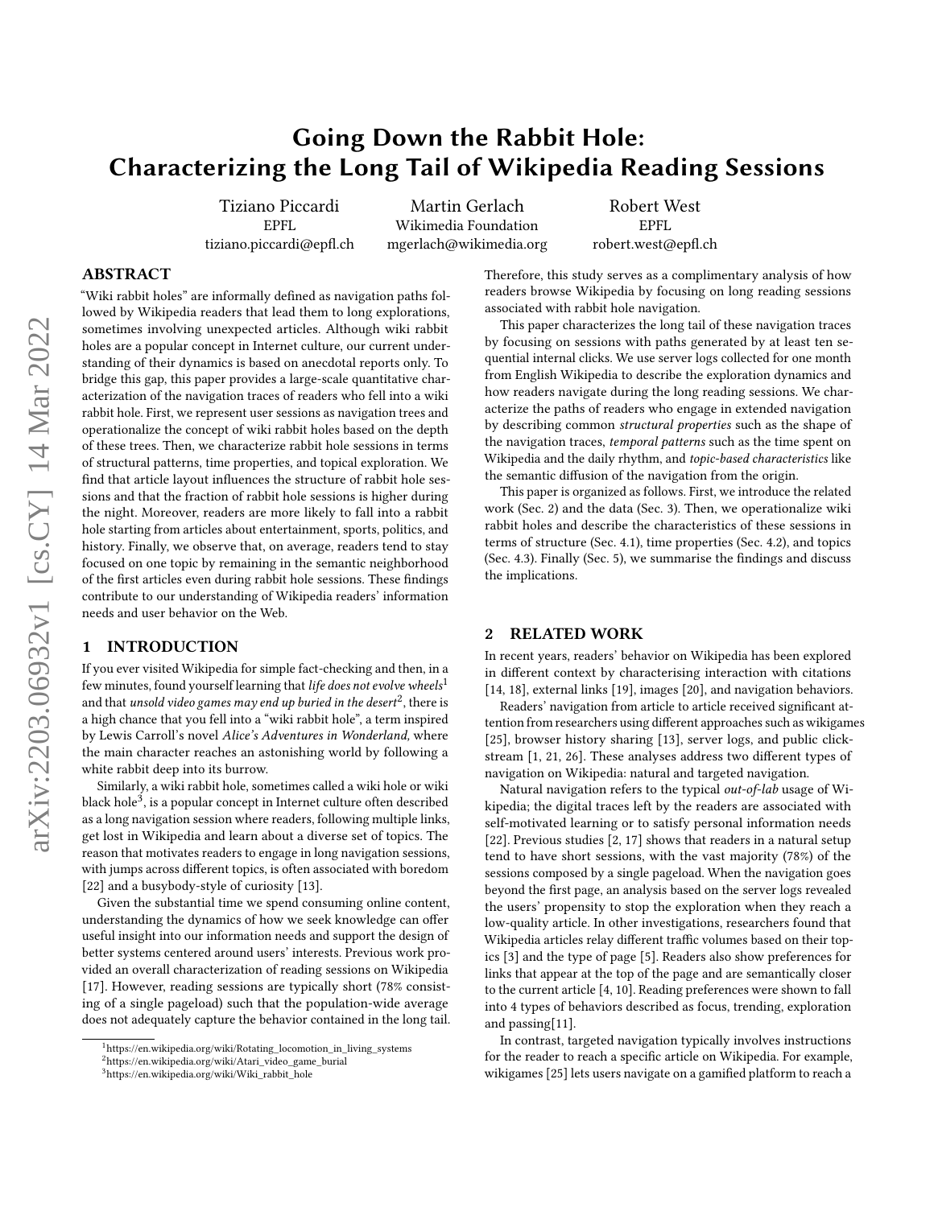# Going Down the Rabbit Hole: Characterizing the Long Tail of Wikipedia Reading Sessions

Tiziano Piccardi
EPFL
tiziano.piccardi@epfl.ch

Martin Gerlach
Wikimedia Foundation
mgerlach@wikimedia.org

Robert West
EPFL
robert.west@epfl.ch

## ABSTRACT

"Wiki rabbit holes" are informally defined as navigation paths followed by Wikipedia readers that lead them to long explorations, sometimes involving unexpected articles. Although wiki rabbit holes are a popular concept in Internet culture, our current understanding of their dynamics is based on anecdotal reports only. To bridge this gap, this paper provides a large-scale quantitative characterization of the navigation traces of readers who fell into a wiki rabbit hole. First, we represent user sessions as navigation trees and operationalize the concept of wiki rabbit holes based on the depth of these trees. Then, we characterize rabbit hole sessions in terms of structural patterns, time properties, and topical exploration. We find that article layout influences the structure of rabbit hole sessions and that the fraction of rabbit hole sessions is higher during the night. Moreover, readers are more likely to fall into a rabbit hole starting from articles about entertainment, sports, politics, and history. Finally, we observe that, on average, readers tend to stay focused on one topic by remaining in the semantic neighborhood of the first articles even during rabbit hole sessions. These findings contribute to our understanding of Wikipedia readers' information needs and user behavior on the Web.

## 1 INTRODUCTION

If you ever visited Wikipedia for simple fact-checking and then, in a few minutes, found yourself learning that *life does not evolve wheels*[1] and that *unsold video games may end up buried in the desert*[2], there is a high chance that you fell into a "wiki rabbit hole", a term inspired by Lewis Carroll's novel *Alice's Adventures in Wonderland,* where the main character reaches an astonishing world by following a white rabbit deep into its burrow.

Similarly, a wiki rabbit hole, sometimes called a wiki hole or wiki black hole[3], is a popular concept in Internet culture often described as a long navigation session where readers, following multiple links, get lost in Wikipedia and learn about a diverse set of topics. The reason that motivates readers to engage in long navigation sessions, with jumps across different topics, is often associated with boredom [22] and a busybody-style of curiosity [13].

Given the substantial time we spend consuming online content, understanding the dynamics of how we seek knowledge can offer useful insight into our information needs and support the design of better systems centered around users' interests. Previous work provided an overall characterization of reading sessions on Wikipedia [17]. However, reading sessions are typically short (78% consisting of a single pageload) such that the population-wide average does not adequately capture the behavior contained in the long tail. Therefore, this study serves as a complimentary analysis of how readers browse Wikipedia by focusing on long reading sessions associated with rabbit hole navigation.

This paper characterizes the long tail of these navigation traces by focusing on sessions with paths generated by at least ten sequential internal clicks. We use server logs collected for one month from English Wikipedia to describe the exploration dynamics and how readers navigate during the long reading sessions. We characterize the paths of readers who engage in extended navigation by describing common *structural properties* such as the shape of the navigation traces, *temporal patterns* such as the time spent on Wikipedia and the daily rhythm, and *topic-based characteristics* like the semantic diffusion of the navigation from the origin.

This paper is organized as follows. First, we introduce the related work (Sec. 2) and the data (Sec. 3). Then, we operationalize wiki rabbit holes and describe the characteristics of these sessions in terms of structure (Sec. 4.1), time properties (Sec. 4.2), and topics (Sec. 4.3). Finally (Sec. 5), we summarise the findings and discuss the implications.

## 2 RELATED WORK

In recent years, readers' behavior on Wikipedia has been explored in different context by characterising interaction with citations [14, 18], external links [19], images [20], and navigation behaviors.

Readers' navigation from article to article received significant attention from researchers using different approaches such as wikigames [25], browser history sharing [13], server logs, and public clickstream [1, 21, 26]. These analyses address two different types of navigation on Wikipedia: natural and targeted navigation.

Natural navigation refers to the typical *out-of-lab* usage of Wikipedia; the digital traces left by the readers are associated with self-motivated learning or to satisfy personal information needs [22]. Previous studies [2, 17] shows that readers in a natural setup tend to have short sessions, with the vast majority (78%) of the sessions composed by a single pageload. When the navigation goes beyond the first page, an analysis based on the server logs revealed the users' propensity to stop the exploration when they reach a low-quality article. In other investigations, researchers found that Wikipedia articles relay different traffic volumes based on their topics [3] and the type of page [5]. Readers also show preferences for links that appear at the top of the page and are semantically closer to the current article [4, 10]. Reading preferences were shown to fall into 4 types of behaviors described as focus, trending, exploration and passing[11].

In contrast, targeted navigation typically involves instructions for the reader to reach a specific article on Wikipedia. For example, wikigames [25] lets users navigate on a gamified platform to reach a

[1] https://en.wikipedia.org/wiki/Rotating_locomotion_in_living_systems
[2] https://en.wikipedia.org/wiki/Atari_video_game_burial
[3] https://en.wikipedia.org/wiki/Wiki_rabbit_hole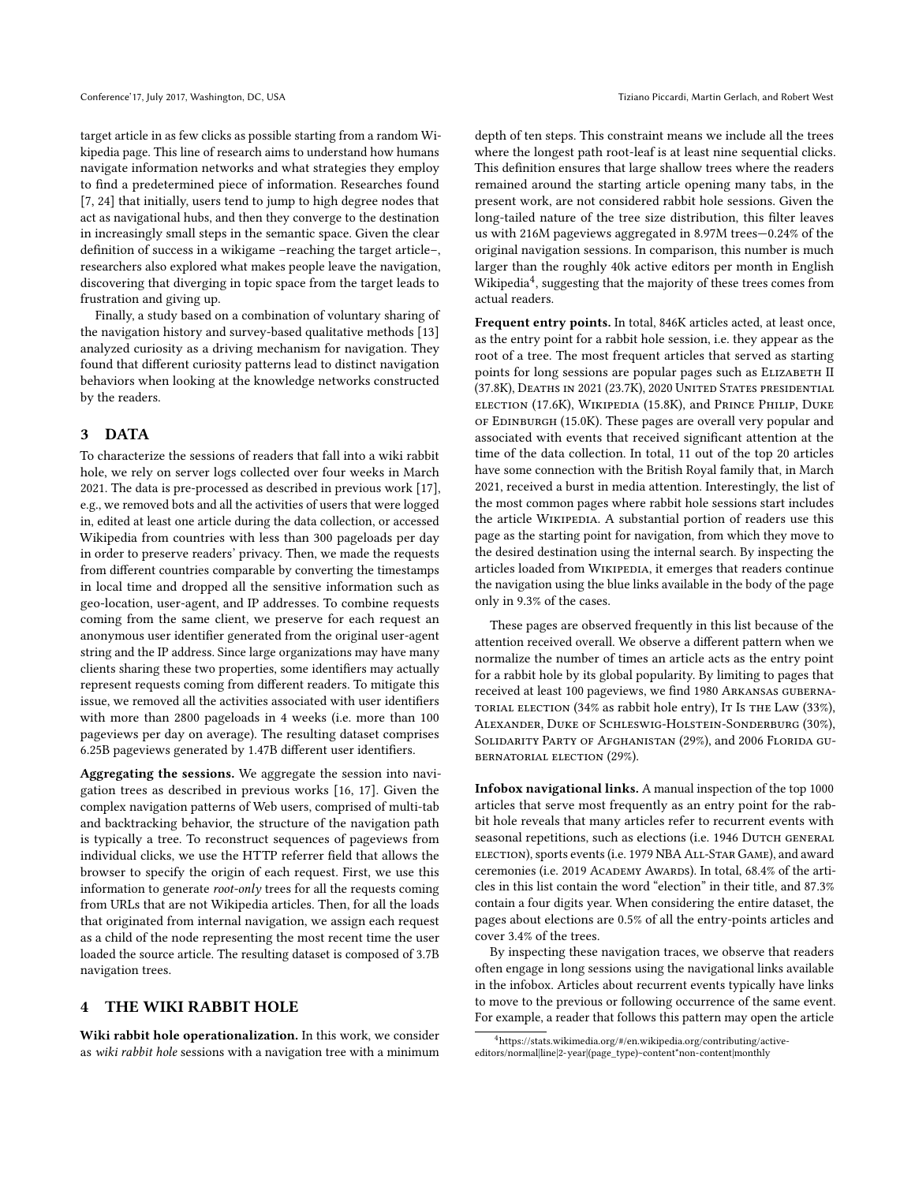target article in as few clicks as possible starting from a random Wikipedia page. This line of research aims to understand how humans navigate information networks and what strategies they employ to find a predetermined piece of information. Researches found [7, 24] that initially, users tend to jump to high degree nodes that act as navigational hubs, and then they converge to the destination in increasingly small steps in the semantic space. Given the clear definition of success in a wikigame –reaching the target article–, researchers also explored what makes people leave the navigation, discovering that diverging in topic space from the target leads to frustration and giving up.

Finally, a study based on a combination of voluntary sharing of the navigation history and survey-based qualitative methods [13] analyzed curiosity as a driving mechanism for navigation. They found that different curiosity patterns lead to distinct navigation behaviors when looking at the knowledge networks constructed by the readers.

## 3 DATA

To characterize the sessions of readers that fall into a wiki rabbit hole, we rely on server logs collected over four weeks in March 2021. The data is pre-processed as described in previous work [17], e.g., we removed bots and all the activities of users that were logged in, edited at least one article during the data collection, or accessed Wikipedia from countries with less than 300 pageloads per day in order to preserve readers' privacy. Then, we made the requests from different countries comparable by converting the timestamps in local time and dropped all the sensitive information such as geo-location, user-agent, and IP addresses. To combine requests coming from the same client, we preserve for each request an anonymous user identifier generated from the original user-agent string and the IP address. Since large organizations may have many clients sharing these two properties, some identifiers may actually represent requests coming from different readers. To mitigate this issue, we removed all the activities associated with user identifiers with more than 2800 pageloads in 4 weeks (i.e. more than 100 pageviews per day on average). The resulting dataset comprises 6.25B pageviews generated by 1.47B different user identifiers.

**Aggregating the sessions.** We aggregate the session into navigation trees as described in previous works [16, 17]. Given the complex navigation patterns of Web users, comprised of multi-tab and backtracking behavior, the structure of the navigation path is typically a tree. To reconstruct sequences of pageviews from individual clicks, we use the HTTP referrer field that allows the browser to specify the origin of each request. First, we use this information to generate *root-only* trees for all the requests coming from URLs that are not Wikipedia articles. Then, for all the loads that originated from internal navigation, we assign each request as a child of the node representing the most recent time the user loaded the source article. The resulting dataset is composed of 3.7B navigation trees.

## 4 THE WIKI RABBIT HOLE

**Wiki rabbit hole operationalization.** In this work, we consider as *wiki rabbit hole* sessions with a navigation tree with a minimum depth of ten steps. This constraint means we include all the trees where the longest path root-leaf is at least nine sequential clicks. This definition ensures that large shallow trees where the readers remained around the starting article opening many tabs, in the present work, are not considered rabbit hole sessions. Given the long-tailed nature of the tree size distribution, this filter leaves us with 216M pageviews aggregated in 8.97M trees—0.24% of the original navigation sessions. In comparison, this number is much larger than the roughly 40k active editors per month in English Wikipedia[4], suggesting that the majority of these trees comes from actual readers.

**Frequent entry points.** In total, 846K articles acted, at least once, as the entry point for a rabbit hole session, i.e. they appear as the root of a tree. The most frequent articles that served as starting points for long sessions are popular pages such as Elizabeth II (37.8K), Deaths in 2021 (23.7K), 2020 United States presidential election (17.6K), Wikipedia (15.8K), and Prince Philip, Duke of Edinburgh (15.0K). These pages are overall very popular and associated with events that received significant attention at the time of the data collection. In total, 11 out of the top 20 articles have some connection with the British Royal family that, in March 2021, received a burst in media attention. Interestingly, the list of the most common pages where rabbit hole sessions start includes the article Wikipedia. A substantial portion of readers use this page as the starting point for navigation, from which they move to the desired destination using the internal search. By inspecting the articles loaded from Wikipedia, it emerges that readers continue the navigation using the blue links available in the body of the page only in 9.3% of the cases.

These pages are observed frequently in this list because of the attention received overall. We observe a different pattern when we normalize the number of times an article acts as the entry point for a rabbit hole by its global popularity. By limiting to pages that received at least 100 pageviews, we find 1980 Arkansas gubernatorial election (34% as rabbit hole entry), It Is the Law (33%), Alexander, Duke of Schleswig-Holstein-Sonderburg (30%), Solidarity Party of Afghanistan (29%), and 2006 Florida gubernatorial election (29%).

**Infobox navigational links.** A manual inspection of the top 1000 articles that serve most frequently as an entry point for the rabbit hole reveals that many articles refer to recurrent events with seasonal repetitions, such as elections (i.e. 1946 Dutch general election), sports events (i.e. 1979 NBA All-Star Game), and award ceremonies (i.e. 2019 Academy Awards). In total, 68.4% of the articles in this list contain the word "election" in their title, and 87.3% contain a four digits year. When considering the entire dataset, the pages about elections are 0.5% of all the entry-points articles and cover 3.4% of the trees.

By inspecting these navigation traces, we observe that readers often engage in long sessions using the navigational links available in the infobox. Articles about recurrent events typically have links to move to the previous or following occurrence of the same event. For example, a reader that follows this pattern may open the article

[4] https://stats.wikimedia.org/#/en.wikipedia.org/contributing/active-editors/normal|line|2-year|(page_type)~content*non-content|monthly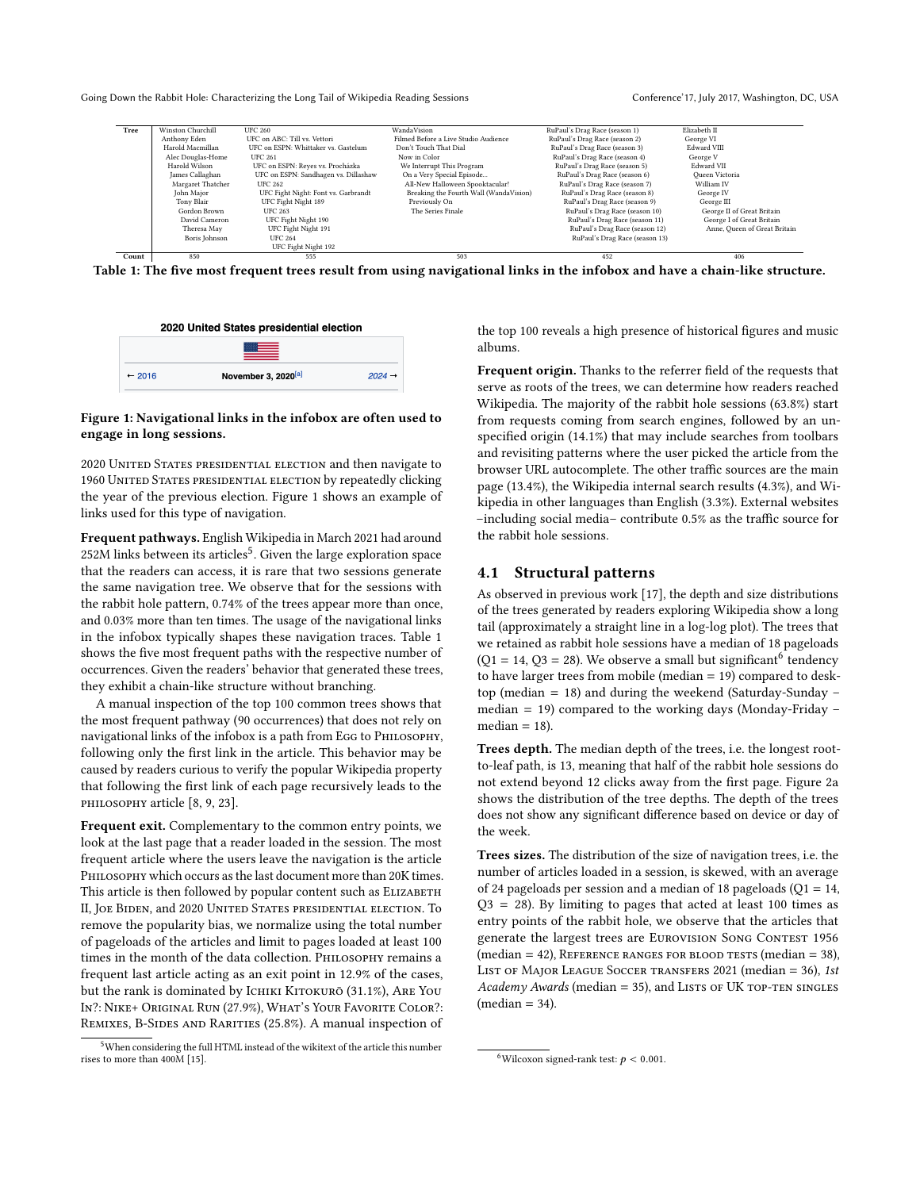| Tree | Winston Churchill | UFC 260 | WandaVision | RuPaul's Drag Race (season 1) | Elizabeth II |
| --- | --- | --- | --- | --- | --- |
| | Anthony Eden | UFC on ABC: Till vs. Vettori | Filmed Before a Live Studio Audience | RuPaul's Drag Race (season 2) | George VI |
| | Harold Macmillan | UFC on ESPN: Whittaker vs. Gastelum | Don't Touch That Dial | RuPaul's Drag Race (season 3) | Edward VIII |
| | Alec Douglas-Home | UFC 261 | Now in Color | RuPaul's Drag Race (season 4) | George V |
| | Harold Wilson | UFC on ESPN: Reyes vs. Procházka | We Interrupt This Program | RuPaul's Drag Race (season 5) | Edward VII |
| | James Callaghan | UFC on ESPN: Sandhagen vs. Dillashaw | On a Very Special Episode... | RuPaul's Drag Race (season 6) | Queen Victoria |
| | Margaret Thatcher | UFC 262 | All-New Halloween Spooktacular! | RuPaul's Drag Race (season 7) | William IV |
| | John Major | UFC Fight Night: Font vs. Garbrandt | Breaking the Fourth Wall (WandaVision) | RuPaul's Drag Race (season 8) | George IV |
| | Tony Blair | UFC Fight Night 189 | Previously On | RuPaul's Drag Race (season 9) | George III |
| | Gordon Brown | UFC 263 | The Series Finale | RuPaul's Drag Race (season 10) | George II of Great Britain |
| | David Cameron | UFC Fight Night 190 | | RuPaul's Drag Race (season 11) | George I of Great Britain |
| | Theresa May | UFC Fight Night 191 | | RuPaul's Drag Race (season 12) | Anne, Queen of Great Britain |
| | Boris Johnson | UFC 264 | | RuPaul's Drag Race (season 13) | |
| | | UFC Fight Night 192 | | | |
| **Count** | 850 | 555 | 503 | 452 | 406 |

**Table 1: The five most frequent trees result from using navigational links in the infobox and have a chain-like structure.**

**Figure 1: Navigational links in the infobox are often used to engage in long sessions.**

2020 United States presidential election and then navigate to 1960 United States presidential election by repeatedly clicking the year of the previous election. Figure 1 shows an example of links used for this type of navigation.

**Frequent pathways.** English Wikipedia in March 2021 had around 252M links between its articles[5]. Given the large exploration space that the readers can access, it is rare that two sessions generate the same navigation tree. We observe that for the sessions with the rabbit hole pattern, 0.74% of the trees appear more than once, and 0.03% more than ten times. The usage of the navigational links in the infobox typically shapes these navigation traces. Table 1 shows the five most frequent paths with the respective number of occurrences. Given the readers' behavior that generated these trees, they exhibit a chain-like structure without branching.

A manual inspection of the top 100 common trees shows that the most frequent pathway (90 occurrences) that does not rely on navigational links of the infobox is a path from Egg to Philosophy, following only the first link in the article. This behavior may be caused by readers curious to verify the popular Wikipedia property that following the first link of each page recursively leads to the philosophy article [8, 9, 23].

**Frequent exit.** Complementary to the common entry points, we look at the last page that a reader loaded in the session. The most frequent article where the users leave the navigation is the article Philosophy which occurs as the last document more than 20K times. This article is then followed by popular content such as Elizabeth II, Joe Biden, and 2020 United States presidential election. To remove the popularity bias, we normalize using the total number of pageloads of the articles and limit to pages loaded at least 100 times in the month of the data collection. Philosophy remains a frequent last article acting as an exit point in 12.9% of the cases, but the rank is dominated by Ichiki Kitokurō (31.1%), Are You In?: Nike+ Original Run (27.9%), What's Your Favorite Color?: Remixes, B-Sides and Rarities (25.8%). A manual inspection of the top 100 reveals a high presence of historical figures and music albums.

**Frequent origin.** Thanks to the referrer field of the requests that serve as roots of the trees, we can determine how readers reached Wikipedia. The majority of the rabbit hole sessions (63.8%) start from requests coming from search engines, followed by an unspecified origin (14.1%) that may include searches from toolbars and revisiting patterns where the user picked the article from the browser URL autocomplete. The other traffic sources are the main page (13.4%), the Wikipedia internal search results (4.3%), and Wikipedia in other languages than English (3.3%). External websites –including social media– contribute 0.5% as the traffic source for the rabbit hole sessions.

## 4.1 Structural patterns

As observed in previous work [17], the depth and size distributions of the trees generated by readers exploring Wikipedia show a long tail (approximately a straight line in a log-log plot). The trees that we retained as rabbit hole sessions have a median of 18 pageloads (Q1 = 14, Q3 = 28). We observe a small but significant[6] tendency to have larger trees from mobile (median = 19) compared to desktop (median = 18) and during the weekend (Saturday-Sunday – median = 19) compared to the working days (Monday-Friday – median = 18).

**Trees depth.** The median depth of the trees, i.e. the longest root-to-leaf path, is 13, meaning that half of the rabbit hole sessions do not extend beyond 12 clicks away from the first page. Figure 2a shows the distribution of the tree depths. The depth of the trees does not show any significant difference based on device or day of the week.

**Trees sizes.** The distribution of the size of navigation trees, i.e. the number of articles loaded in a session, is skewed, with an average of 24 pageloads per session and a median of 18 pageloads (Q1 = 14, Q3 = 28). By limiting to pages that acted at least 100 times as entry points of the rabbit hole, we observe that the articles that generate the largest trees are Eurovision Song Contest 1956 (median = 42), Reference ranges for blood tests (median = 38), List of Major League Soccer transfers 2021 (median = 36), *1st Academy Awards* (median = 35), and Lists of UK top-ten singles (median = 34).

[5] When considering the full HTML instead of the wikitext of the article this number rises to more than 400M [15].

[6] Wilcoxon signed-rank test: $p < 0.001$.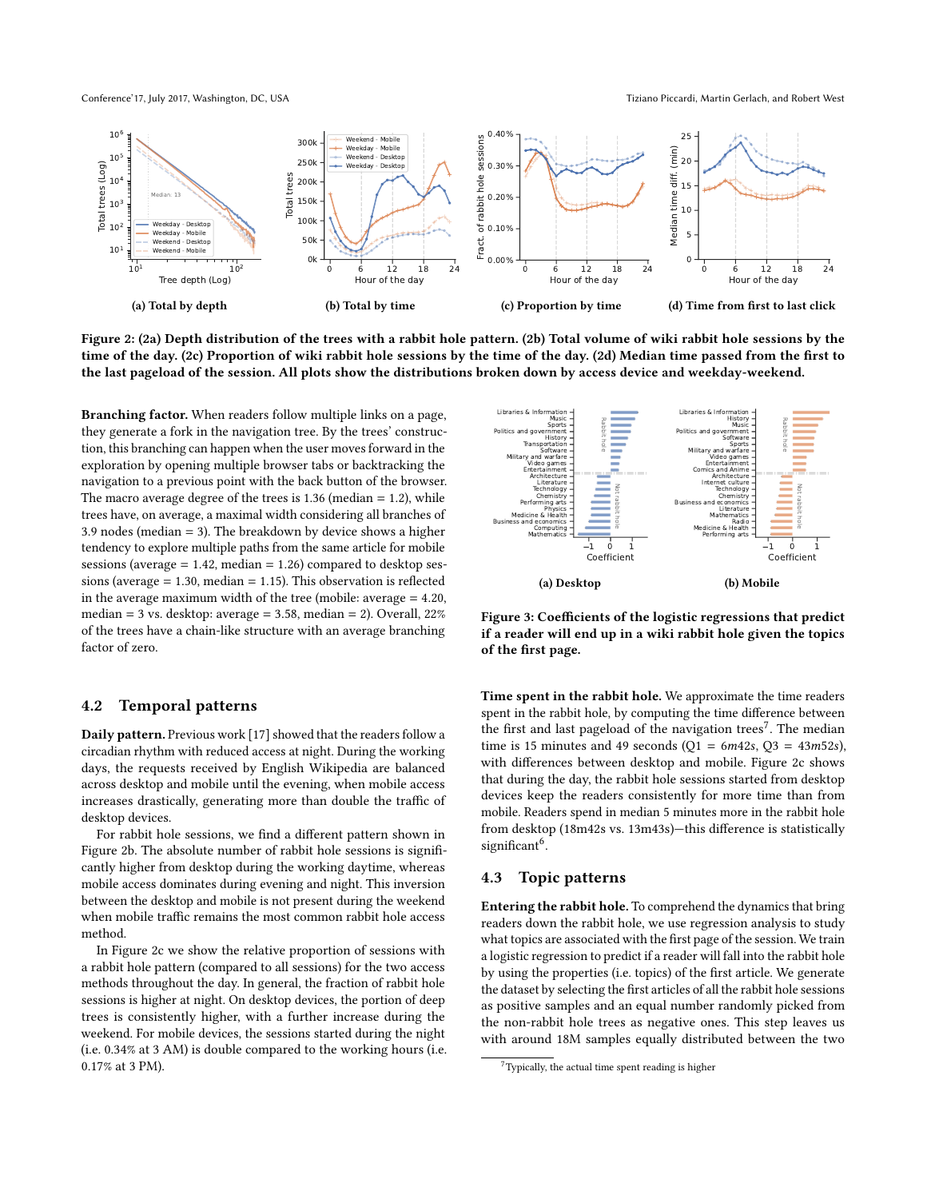(a) Total by depth

(b) Total by time

(c) Proportion by time

(d) Time from first to last click

**Figure 2: (2a) Depth distribution of the trees with a rabbit hole pattern. (2b) Total volume of wiki rabbit hole sessions by the time of the day. (2c) Proportion of wiki rabbit hole sessions by the time of the day. (2d) Median time passed from the first to the last pageload of the session. All plots show the distributions broken down by access device and weekday-weekend.**

**Branching factor.** When readers follow multiple links on a page, they generate a fork in the navigation tree. By the trees' construction, this branching can happen when the user moves forward in the exploration by opening multiple browser tabs or backtracking the navigation to a previous point with the back button of the browser. The macro average degree of the trees is 1.36 (median = 1.2), while trees have, on average, a maximal width considering all branches of 3.9 nodes (median = 3). The breakdown by device shows a higher tendency to explore multiple paths from the same article for mobile sessions (average = 1.42, median = 1.26) compared to desktop sessions (average = 1.30, median = 1.15). This observation is reflected in the average maximum width of the tree (mobile: average = 4.20, median = 3 vs. desktop: average = 3.58, median = 2). Overall, 22% of the trees have a chain-like structure with an average branching factor of zero.

## 4.2 Temporal patterns

**Daily pattern.** Previous work [17] showed that the readers follow a circadian rhythm with reduced access at night. During the working days, the requests received by English Wikipedia are balanced across desktop and mobile until the evening, when mobile access increases drastically, generating more than double the traffic of desktop devices.

For rabbit hole sessions, we find a different pattern shown in Figure 2b. The absolute number of rabbit hole sessions is significantly higher from desktop during the working daytime, whereas mobile access dominates during evening and night. This inversion between the desktop and mobile is not present during the weekend when mobile traffic remains the most common rabbit hole access method.

In Figure 2c we show the relative proportion of sessions with a rabbit hole pattern (compared to all sessions) for the two access methods throughout the day. In general, the fraction of rabbit hole sessions is higher at night. On desktop devices, the portion of deep trees is consistently higher, with a further increase during the weekend. For mobile devices, the sessions started during the night (i.e. 0.34% at 3 AM) is double compared to the working hours (i.e. 0.17% at 3 PM).

(a) Desktop

(b) Mobile

**Figure 3: Coefficients of the logistic regressions that predict if a reader will end up in a wiki rabbit hole given the topics of the first page.**

**Time spent in the rabbit hole.** We approximate the time readers spent in the rabbit hole, by computing the time difference between the first and last pageload of the navigation trees[7]. The median time is 15 minutes and 49 seconds (Q1 = $6m42s$, Q3 = $43m52s$), with differences between desktop and mobile. Figure 2c shows that during the day, the rabbit hole sessions started from desktop devices keep the readers consistently for more time than from mobile. Readers spend in median 5 minutes more in the rabbit hole from desktop (18m42s vs. 13m43s)—this difference is statistically significant[6].

## 4.3 Topic patterns

**Entering the rabbit hole.** To comprehend the dynamics that bring readers down the rabbit hole, we use regression analysis to study what topics are associated with the first page of the session. We train a logistic regression to predict if a reader will fall into the rabbit hole by using the properties (i.e. topics) of the first article. We generate the dataset by selecting the first articles of all the rabbit hole sessions as positive samples and an equal number randomly picked from the non-rabbit hole trees as negative ones. This step leaves us with around 18M samples equally distributed between the two

[7] Typically, the actual time spent reading is higher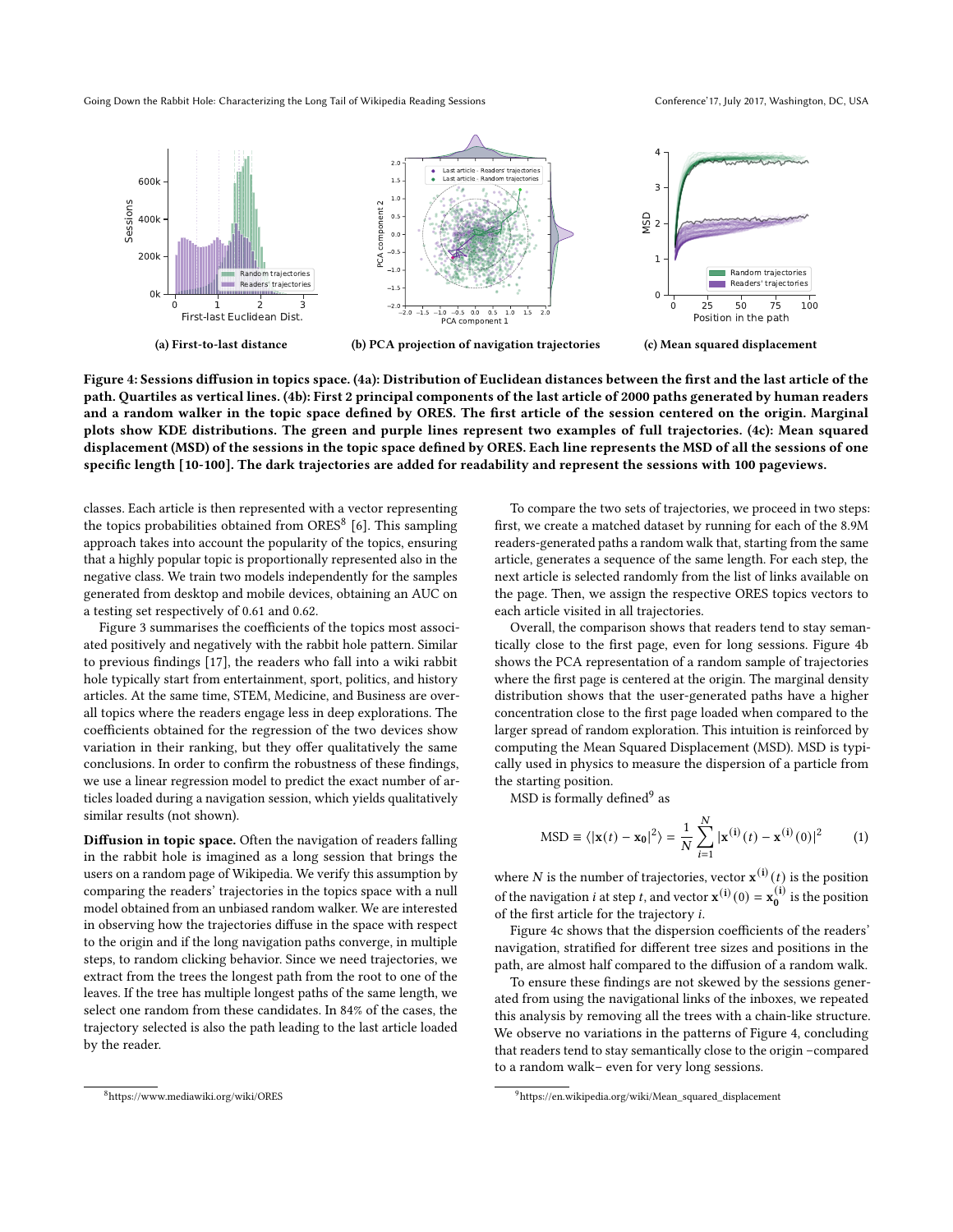(a) First-to-last distance

(b) PCA projection of navigation trajectories

(c) Mean squared displacement

**Figure 4: Sessions diffusion in topics space. (4a): Distribution of Euclidean distances between the first and the last article of the path. Quartiles as vertical lines. (4b): First 2 principal components of the last article of 2000 paths generated by human readers and a random walker in the topic space defined by ORES. The first article of the session centered on the origin. Marginal plots show KDE distributions. The green and purple lines represent two examples of full trajectories. (4c): Mean squared displacement (MSD) of the sessions in the topic space defined by ORES. Each line represents the MSD of all the sessions of one specific length [10-100]. The dark trajectories are added for readability and represent the sessions with 100 pageviews.**

classes. Each article is then represented with a vector representing the topics probabilities obtained from ORES[8] [6]. This sampling approach takes into account the popularity of the topics, ensuring that a highly popular topic is proportionally represented also in the negative class. We train two models independently for the samples generated from desktop and mobile devices, obtaining an AUC on a testing set respectively of 0.61 and 0.62.

Figure 3 summarises the coefficients of the topics most associated positively and negatively with the rabbit hole pattern. Similar to previous findings [17], the readers who fall into a wiki rabbit hole typically start from entertainment, sport, politics, and history articles. At the same time, STEM, Medicine, and Business are overall topics where the readers engage less in deep explorations. The coefficients obtained for the regression of the two devices show variation in their ranking, but they offer qualitatively the same conclusions. In order to confirm the robustness of these findings, we use a linear regression model to predict the exact number of articles loaded during a navigation session, which yields qualitatively similar results (not shown).

**Diffusion in topic space.** Often the navigation of readers falling in the rabbit hole is imagined as a long session that brings the users on a random page of Wikipedia. We verify this assumption by comparing the readers' trajectories in the topics space with a null model obtained from an unbiased random walker. We are interested in observing how the trajectories diffuse in the space with respect to the origin and if the long navigation paths converge, in multiple steps, to random clicking behavior. Since we need trajectories, we extract from the trees the longest path from the root to one of the leaves. If the tree has multiple longest paths of the same length, we select one random from these candidates. In 84% of the cases, the trajectory selected is also the path leading to the last article loaded by the reader.

To compare the two sets of trajectories, we proceed in two steps: first, we create a matched dataset by running for each of the 8.9M readers-generated paths a random walk that, starting from the same article, generates a sequence of the same length. For each step, the next article is selected randomly from the list of links available on the page. Then, we assign the respective ORES topics vectors to each article visited in all trajectories.

Overall, the comparison shows that readers tend to stay semantically close to the first page, even for long sessions. Figure 4b shows the PCA representation of a random sample of trajectories where the first page is centered at the origin. The marginal density distribution shows that the user-generated paths have a higher concentration close to the first page loaded when compared to the larger spread of random exploration. This intuition is reinforced by computing the Mean Squared Displacement (MSD). MSD is typically used in physics to measure the dispersion of a particle from the starting position.

MSD is formally defined[9] as

$$\mathrm{MSD} \equiv \langle |\mathbf{x}(t) - \mathbf{x_0}|^2 \rangle = \frac{1}{N} \sum_{i=1}^{N} |\mathbf{x^{(i)}}(t) - \mathbf{x^{(i)}}(0)|^2 \qquad (1)$$

where $N$ is the number of trajectories, vector $\mathbf{x^{(i)}}(t)$ is the position of the navigation $i$ at step $t$, and vector $\mathbf{x^{(i)}}(0) = \mathbf{x_0^{(i)}}$ is the position of the first article for the trajectory $i$.

Figure 4c shows that the dispersion coefficients of the readers' navigation, stratified for different tree sizes and positions in the path, are almost half compared to the diffusion of a random walk.

To ensure these findings are not skewed by the sessions generated from using the navigational links of the inboxes, we repeated this analysis by removing all the trees with a chain-like structure. We observe no variations in the patterns of Figure 4, concluding that readers tend to stay semantically close to the origin –compared to a random walk– even for very long sessions.

[8] https://www.mediawiki.org/wiki/ORES

[9] https://en.wikipedia.org/wiki/Mean_squared_displacement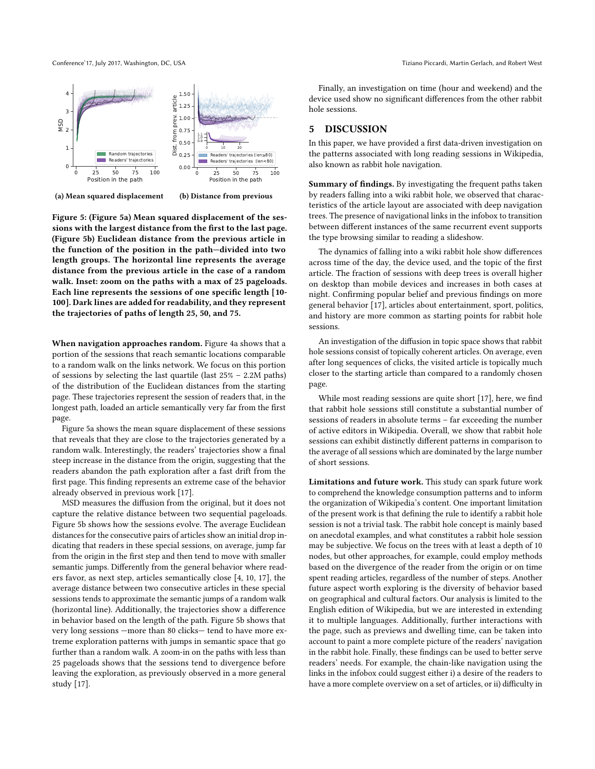(a) Mean squared displacement

(b) Distance from previous

**Figure 5: (Figure 5a) Mean squared displacement of the sessions with the largest distance from the first to the last page. (Figure 5b) Euclidean distance from the previous article in the function of the position in the path—divided into two length groups. The horizontal line represents the average distance from the previous article in the case of a random walk. Inset: zoom on the paths with a max of 25 pageloads. Each line represents the sessions of one specific length [10-100]. Dark lines are added for readability, and they represent the trajectories of paths of length 25, 50, and 75.**

**When navigation approaches random.** Figure 4a shows that a portion of the sessions that reach semantic locations comparable to a random walk on the links network. We focus on this portion of sessions by selecting the last quartile (last 25% – 2.2M paths) of the distribution of the Euclidean distances from the starting page. These trajectories represent the session of readers that, in the longest path, loaded an article semantically very far from the first page.

Figure 5a shows the mean square displacement of these sessions that reveals that they are close to the trajectories generated by a random walk. Interestingly, the readers' trajectories show a final steep increase in the distance from the origin, suggesting that the readers abandon the path exploration after a fast drift from the first page. This finding represents an extreme case of the behavior already observed in previous work [17].

MSD measures the diffusion from the original, but it does not capture the relative distance between two sequential pageloads. Figure 5b shows how the sessions evolve. The average Euclidean distances for the consecutive pairs of articles show an initial drop indicating that readers in these special sessions, on average, jump far from the origin in the first step and then tend to move with smaller semantic jumps. Differently from the general behavior where readers favor, as next step, articles semantically close [4, 10, 17], the average distance between two consecutive articles in these special sessions tends to approximate the semantic jumps of a random walk (horizontal line). Additionally, the trajectories show a difference in behavior based on the length of the path. Figure 5b shows that very long sessions —more than 80 clicks— tend to have more extreme exploration patterns with jumps in semantic space that go further than a random walk. A zoom-in on the paths with less than 25 pageloads shows that the sessions tend to divergence before leaving the exploration, as previously observed in a more general study [17].

Finally, an investigation on time (hour and weekend) and the device used show no significant differences from the other rabbit hole sessions.

## 5 DISCUSSION

In this paper, we have provided a first data-driven investigation on the patterns associated with long reading sessions in Wikipedia, also known as rabbit hole navigation.

**Summary of findings.** By investigating the frequent paths taken by readers falling into a wiki rabbit hole, we observed that characteristics of the article layout are associated with deep navigation trees. The presence of navigational links in the infobox to transition between different instances of the same recurrent event supports the type browsing similar to reading a slideshow.

The dynamics of falling into a wiki rabbit hole show differences across time of the day, the device used, and the topic of the first article. The fraction of sessions with deep trees is overall higher on desktop than mobile devices and increases in both cases at night. Confirming popular belief and previous findings on more general behavior [17], articles about entertainment, sport, politics, and history are more common as starting points for rabbit hole sessions.

An investigation of the diffusion in topic space shows that rabbit hole sessions consist of topically coherent articles. On average, even after long sequences of clicks, the visited article is topically much closer to the starting article than compared to a randomly chosen page.

While most reading sessions are quite short [17], here, we find that rabbit hole sessions still constitute a substantial number of sessions of readers in absolute terms – far exceeding the number of active editors in Wikipedia. Overall, we show that rabbit hole sessions can exhibit distinctly different patterns in comparison to the average of all sessions which are dominated by the large number of short sessions.

**Limitations and future work.** This study can spark future work to comprehend the knowledge consumption patterns and to inform the organization of Wikipedia's content. One important limitation of the present work is that defining the rule to identify a rabbit hole session is not a trivial task. The rabbit hole concept is mainly based on anecdotal examples, and what constitutes a rabbit hole session may be subjective. We focus on the trees with at least a depth of 10 nodes, but other approaches, for example, could employ methods based on the divergence of the reader from the origin or on time spent reading articles, regardless of the number of steps. Another future aspect worth exploring is the diversity of behavior based on geographical and cultural factors. Our analysis is limited to the English edition of Wikipedia, but we are interested in extending it to multiple languages. Additionally, further interactions with the page, such as previews and dwelling time, can be taken into account to paint a more complete picture of the readers' navigation in the rabbit hole. Finally, these findings can be used to better serve readers' needs. For example, the chain-like navigation using the links in the infobox could suggest either i) a desire of the readers to have a more complete overview on a set of articles, or ii) difficulty in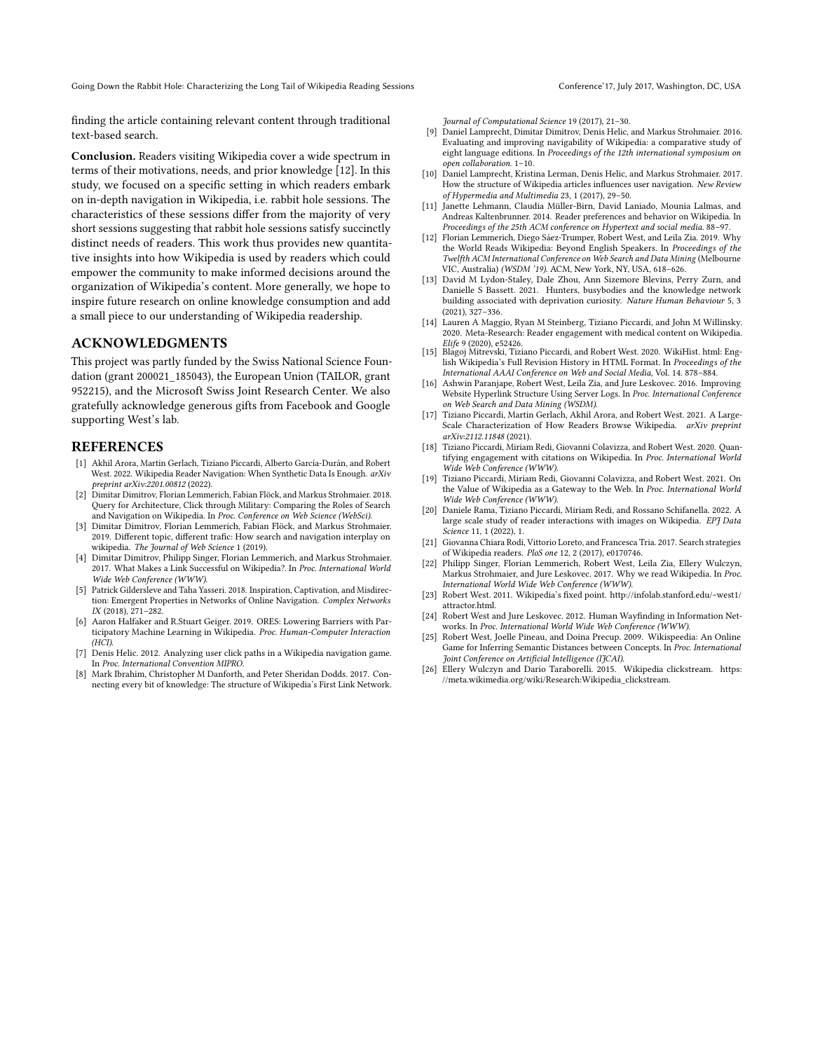finding the article containing relevant content through traditional text-based search.

**Conclusion.** Readers visiting Wikipedia cover a wide spectrum in terms of their motivations, needs, and prior knowledge [12]. In this study, we focused on a specific setting in which readers embark on in-depth navigation in Wikipedia, i.e. rabbit hole sessions. The characteristics of these sessions differ from the majority of very short sessions suggesting that rabbit hole sessions satisfy succinctly distinct needs of readers. This work thus provides new quantitative insights into how Wikipedia is used by readers which could empower the community to make informed decisions around the organization of Wikipedia's content. More generally, we hope to inspire future research on online knowledge consumption and add a small piece to our understanding of Wikipedia readership.

## ACKNOWLEDGMENTS

This project was partly funded by the Swiss National Science Foundation (grant 200021_185043), the European Union (TAILOR, grant 952215), and the Microsoft Swiss Joint Research Center. We also gratefully acknowledge generous gifts from Facebook and Google supporting West's lab.

## REFERENCES

[1] Akhil Arora, Martin Gerlach, Tiziano Piccardi, Alberto García-Durán, and Robert West. 2022. Wikipedia Reader Navigation: When Synthetic Data Is Enough. *arXiv preprint arXiv:2201.00812* (2022).

[2] Dimitar Dimitrov, Florian Lemmerich, Fabian Flöck, and Markus Strohmaier. 2018. Query for Architecture, Click through Military: Comparing the Roles of Search and Navigation on Wikipedia. In *Proc. Conference on Web Science (WebSci)*.

[3] Dimitar Dimitrov, Florian Lemmerich, Fabian Flöck, and Markus Strohmaier. 2019. Different topic, different trafic: How search and navigation interplay on wikipedia. *The Journal of Web Science* 1 (2019).

[4] Dimitar Dimitrov, Philipp Singer, Florian Lemmerich, and Markus Strohmaier. 2017. What Makes a Link Successful on Wikipedia?. In *Proc. International World Wide Web Conference (WWW)*.

[5] Patrick Gildersleve and Taha Yasseri. 2018. Inspiration, Captivation, and Misdirection: Emergent Properties in Networks of Online Navigation. *Complex Networks IX* (2018), 271–282.

[6] Aaron Halfaker and R.Stuart Geiger. 2019. ORES: Lowering Barriers with Participatory Machine Learning in Wikipedia. *Proc. Human-Computer Interaction (HCI)*.

[7] Denis Helic. 2012. Analyzing user click paths in a Wikipedia navigation game. In *Proc. International Convention MIPRO*.

[8] Mark Ibrahim, Christopher M Danforth, and Peter Sheridan Dodds. 2017. Connecting every bit of knowledge: The structure of Wikipedia's First Link Network. *Journal of Computational Science* 19 (2017), 21–30.

[9] Daniel Lamprecht, Dimitar Dimitrov, Denis Helic, and Markus Strohmaier. 2016. Evaluating and improving navigability of Wikipedia: a comparative study of eight language editions. In *Proceedings of the 12th international symposium on open collaboration*. 1–10.

[10] Daniel Lamprecht, Kristina Lerman, Denis Helic, and Markus Strohmaier. 2017. How the structure of Wikipedia articles influences user navigation. *New Review of Hypermedia and Multimedia* 23, 1 (2017), 29–50.

[11] Janette Lehmann, Claudia Müller-Birn, David Laniado, Mounia Lalmas, and Andreas Kaltenbrunner. 2014. Reader preferences and behavior on Wikipedia. In *Proceedings of the 25th ACM conference on Hypertext and social media*. 88–97.

[12] Florian Lemmerich, Diego Sáez-Trumper, Robert West, and Leila Zia. 2019. Why the World Reads Wikipedia: Beyond English Speakers. In *Proceedings of the Twelfth ACM International Conference on Web Search and Data Mining* (Melbourne VIC, Australia) *(WSDM '19)*. ACM, New York, NY, USA, 618–626.

[13] David M Lydon-Staley, Dale Zhou, Ann Sizemore Blevins, Perry Zurn, and Danielle S Bassett. 2021. Hunters, busybodies and the knowledge network building associated with deprivation curiosity. *Nature Human Behaviour* 5, 3 (2021), 327–336.

[14] Lauren A Maggio, Ryan M Steinberg, Tiziano Piccardi, and John M Willinsky. 2020. Meta-Research: Reader engagement with medical content on Wikipedia. *Elife* 9 (2020), e52426.

[15] Blagoj Mitrevski, Tiziano Piccardi, and Robert West. 2020. WikiHist. html: English Wikipedia's Full Revision History in HTML Format. In *Proceedings of the International AAAI Conference on Web and Social Media*, Vol. 14. 878–884.

[16] Ashwin Paranjape, Robert West, Leila Zia, and Jure Leskovec. 2016. Improving Website Hyperlink Structure Using Server Logs. In *Proc. International Conference on Web Search and Data Mining (WSDM)*.

[17] Tiziano Piccardi, Martin Gerlach, Akhil Arora, and Robert West. 2021. A Large-Scale Characterization of How Readers Browse Wikipedia. *arXiv preprint arXiv:2112.11848* (2021).

[18] Tiziano Piccardi, Miriam Redi, Giovanni Colavizza, and Robert West. 2020. Quantifying engagement with citations on Wikipedia. In *Proc. International World Wide Web Conference (WWW)*.

[19] Tiziano Piccardi, Miriam Redi, Giovanni Colavizza, and Robert West. 2021. On the Value of Wikipedia as a Gateway to the Web. In *Proc. International World Wide Web Conference (WWW)*.

[20] Daniele Rama, Tiziano Piccardi, Miriam Redi, and Rossano Schifanella. 2022. A large scale study of reader interactions with images on Wikipedia. *EPJ Data Science* 11, 1 (2022), 1.

[21] Giovanna Chiara Rodi, Vittorio Loreto, and Francesca Tria. 2017. Search strategies of Wikipedia readers. *PloS one* 12, 2 (2017), e0170746.

[22] Philipp Singer, Florian Lemmerich, Robert West, Leila Zia, Ellery Wulczyn, Markus Strohmaier, and Jure Leskovec. 2017. Why we read Wikipedia. In *Proc. International World Wide Web Conference (WWW)*.

[23] Robert West. 2011. Wikipedia's fixed point. http://infolab.stanford.edu/~west1/attractor.html.

[24] Robert West and Jure Leskovec. 2012. Human Wayfinding in Information Networks. In *Proc. International World Wide Web Conference (WWW)*.

[25] Robert West, Joelle Pineau, and Doina Precup. 2009. Wikispeedia: An Online Game for Inferring Semantic Distances between Concepts. In *Proc. International Joint Conference on Artificial Intelligence (IJCAI)*.

[26] Ellery Wulczyn and Dario Taraborelli. 2015. Wikipedia clickstream. https://meta.wikimedia.org/wiki/Research:Wikipedia_clickstream.